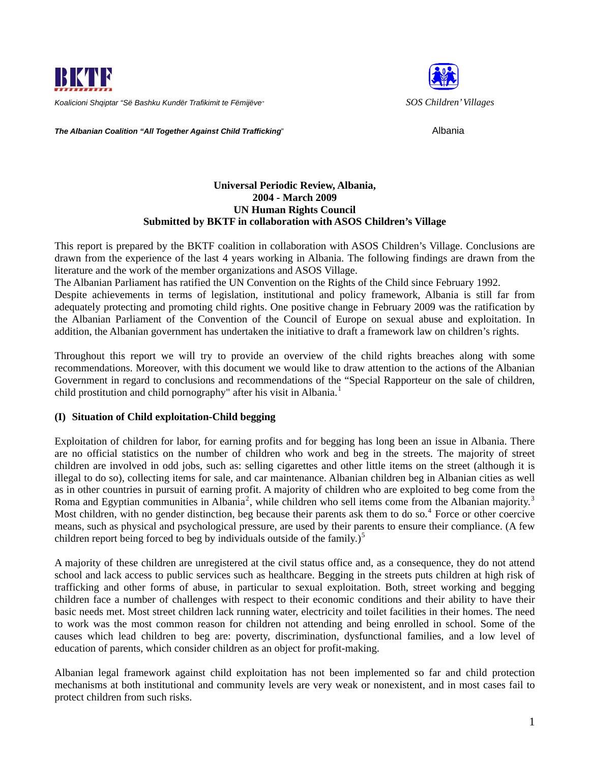**BKTF**

*Koalicioni Shqiptar "Së Bashku Kundër Trafikimit te Fëmijëve"*

***The Albanian Coalition "All Together Against Child Trafficking"***

*SOS Children' Villages*

Albania

**Universal Periodic Review, Albania,**
**2004 - March 2009**
**UN Human Rights Council**
**Submitted by BKTF in collaboration with ASOS Children's Village**

This report is prepared by the BKTF coalition in collaboration with ASOS Children's Village. Conclusions are drawn from the experience of the last 4 years working in Albania. The following findings are drawn from the literature and the work of the member organizations and ASOS Village.

The Albanian Parliament has ratified the UN Convention on the Rights of the Child since February 1992.

Despite achievements in terms of legislation, institutional and policy framework, Albania is still far from adequately protecting and promoting child rights. One positive change in February 2009 was the ratification by the Albanian Parliament of the Convention of the Council of Europe on sexual abuse and exploitation. In addition, the Albanian government has undertaken the initiative to draft a framework law on children's rights.

Throughout this report we will try to provide an overview of the child rights breaches along with some recommendations. Moreover, with this document we would like to draw attention to the actions of the Albanian Government in regard to conclusions and recommendations of the "Special Rapporteur on the sale of children, child prostitution and child pornography" after his visit in Albania.[1]

### (I) Situation of Child exploitation-Child begging

Exploitation of children for labor, for earning profits and for begging has long been an issue in Albania. There are no official statistics on the number of children who work and beg in the streets. The majority of street children are involved in odd jobs, such as: selling cigarettes and other little items on the street (although it is illegal to do so), collecting items for sale, and car maintenance. Albanian children beg in Albanian cities as well as in other countries in pursuit of earning profit. A majority of children who are exploited to beg come from the Roma and Egyptian communities in Albania[2], while children who sell items come from the Albanian majority.[3] Most children, with no gender distinction, beg because their parents ask them to do so.[4] Force or other coercive means, such as physical and psychological pressure, are used by their parents to ensure their compliance. (A few children report being forced to beg by individuals outside of the family.)[5]

A majority of these children are unregistered at the civil status office and, as a consequence, they do not attend school and lack access to public services such as healthcare. Begging in the streets puts children at high risk of trafficking and other forms of abuse, in particular to sexual exploitation. Both, street working and begging children face a number of challenges with respect to their economic conditions and their ability to have their basic needs met. Most street children lack running water, electricity and toilet facilities in their homes. The need to work was the most common reason for children not attending and being enrolled in school. Some of the causes which lead children to beg are: poverty, discrimination, dysfunctional families, and a low level of education of parents, which consider children as an object for profit-making.

Albanian legal framework against child exploitation has not been implemented so far and child protection mechanisms at both institutional and community levels are very weak or nonexistent, and in most cases fail to protect children from such risks.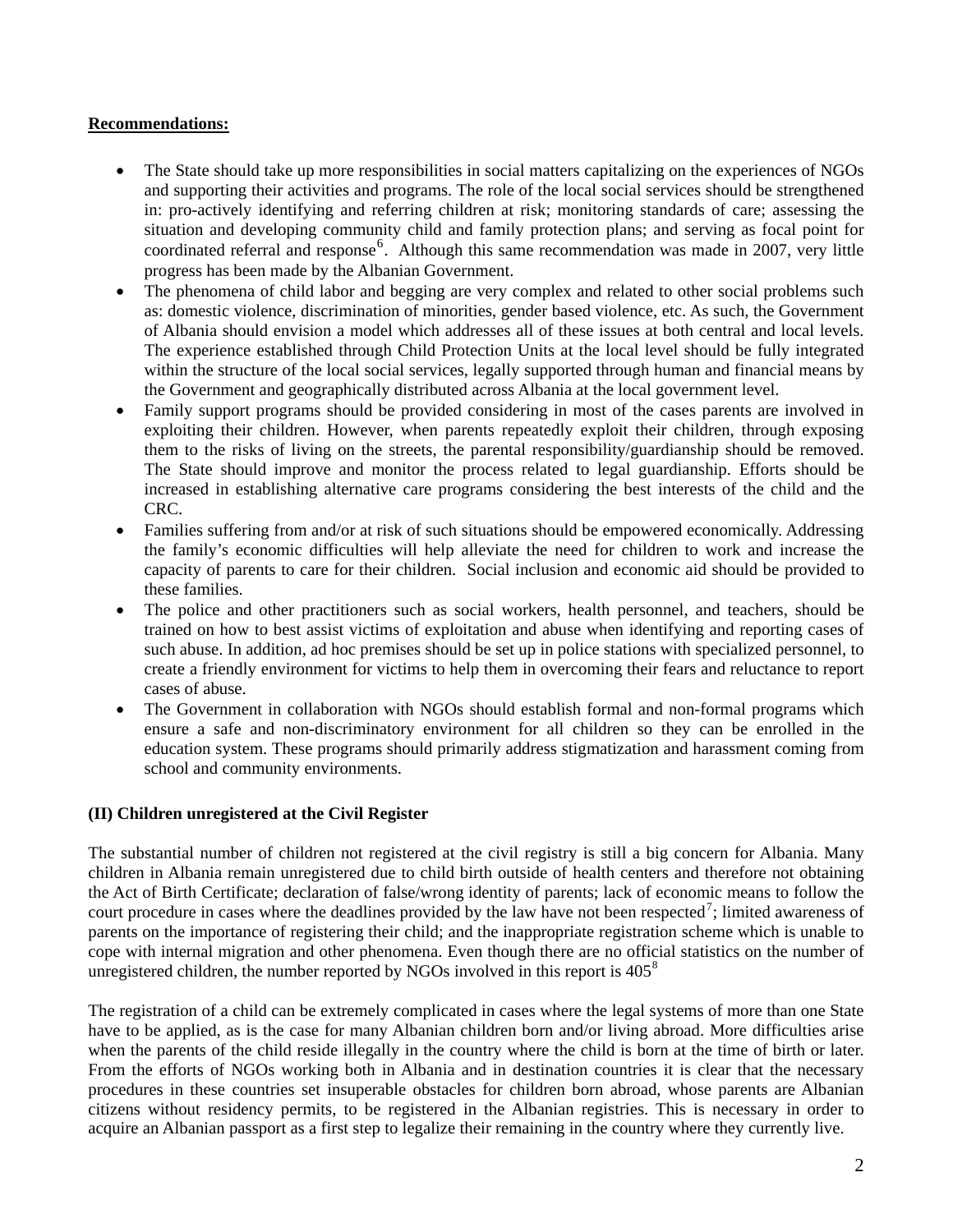**Recommendations:**

- The State should take up more responsibilities in social matters capitalizing on the experiences of NGOs and supporting their activities and programs. The role of the local social services should be strengthened in: pro-actively identifying and referring children at risk; monitoring standards of care; assessing the situation and developing community child and family protection plans; and serving as focal point for coordinated referral and response[6]. Although this same recommendation was made in 2007, very little progress has been made by the Albanian Government.
- The phenomena of child labor and begging are very complex and related to other social problems such as: domestic violence, discrimination of minorities, gender based violence, etc. As such, the Government of Albania should envision a model which addresses all of these issues at both central and local levels. The experience established through Child Protection Units at the local level should be fully integrated within the structure of the local social services, legally supported through human and financial means by the Government and geographically distributed across Albania at the local government level.
- Family support programs should be provided considering in most of the cases parents are involved in exploiting their children. However, when parents repeatedly exploit their children, through exposing them to the risks of living on the streets, the parental responsibility/guardianship should be removed. The State should improve and monitor the process related to legal guardianship. Efforts should be increased in establishing alternative care programs considering the best interests of the child and the CRC.
- Families suffering from and/or at risk of such situations should be empowered economically. Addressing the family's economic difficulties will help alleviate the need for children to work and increase the capacity of parents to care for their children. Social inclusion and economic aid should be provided to these families.
- The police and other practitioners such as social workers, health personnel, and teachers, should be trained on how to best assist victims of exploitation and abuse when identifying and reporting cases of such abuse. In addition, ad hoc premises should be set up in police stations with specialized personnel, to create a friendly environment for victims to help them in overcoming their fears and reluctance to report cases of abuse.
- The Government in collaboration with NGOs should establish formal and non-formal programs which ensure a safe and non-discriminatory environment for all children so they can be enrolled in the education system. These programs should primarily address stigmatization and harassment coming from school and community environments.

**(II) Children unregistered at the Civil Register**

The substantial number of children not registered at the civil registry is still a big concern for Albania. Many children in Albania remain unregistered due to child birth outside of health centers and therefore not obtaining the Act of Birth Certificate; declaration of false/wrong identity of parents; lack of economic means to follow the court procedure in cases where the deadlines provided by the law have not been respected[7]; limited awareness of parents on the importance of registering their child; and the inappropriate registration scheme which is unable to cope with internal migration and other phenomena. Even though there are no official statistics on the number of unregistered children, the number reported by NGOs involved in this report is 405[8]

The registration of a child can be extremely complicated in cases where the legal systems of more than one State have to be applied, as is the case for many Albanian children born and/or living abroad. More difficulties arise when the parents of the child reside illegally in the country where the child is born at the time of birth or later. From the efforts of NGOs working both in Albania and in destination countries it is clear that the necessary procedures in these countries set insuperable obstacles for children born abroad, whose parents are Albanian citizens without residency permits, to be registered in the Albanian registries. This is necessary in order to acquire an Albanian passport as a first step to legalize their remaining in the country where they currently live.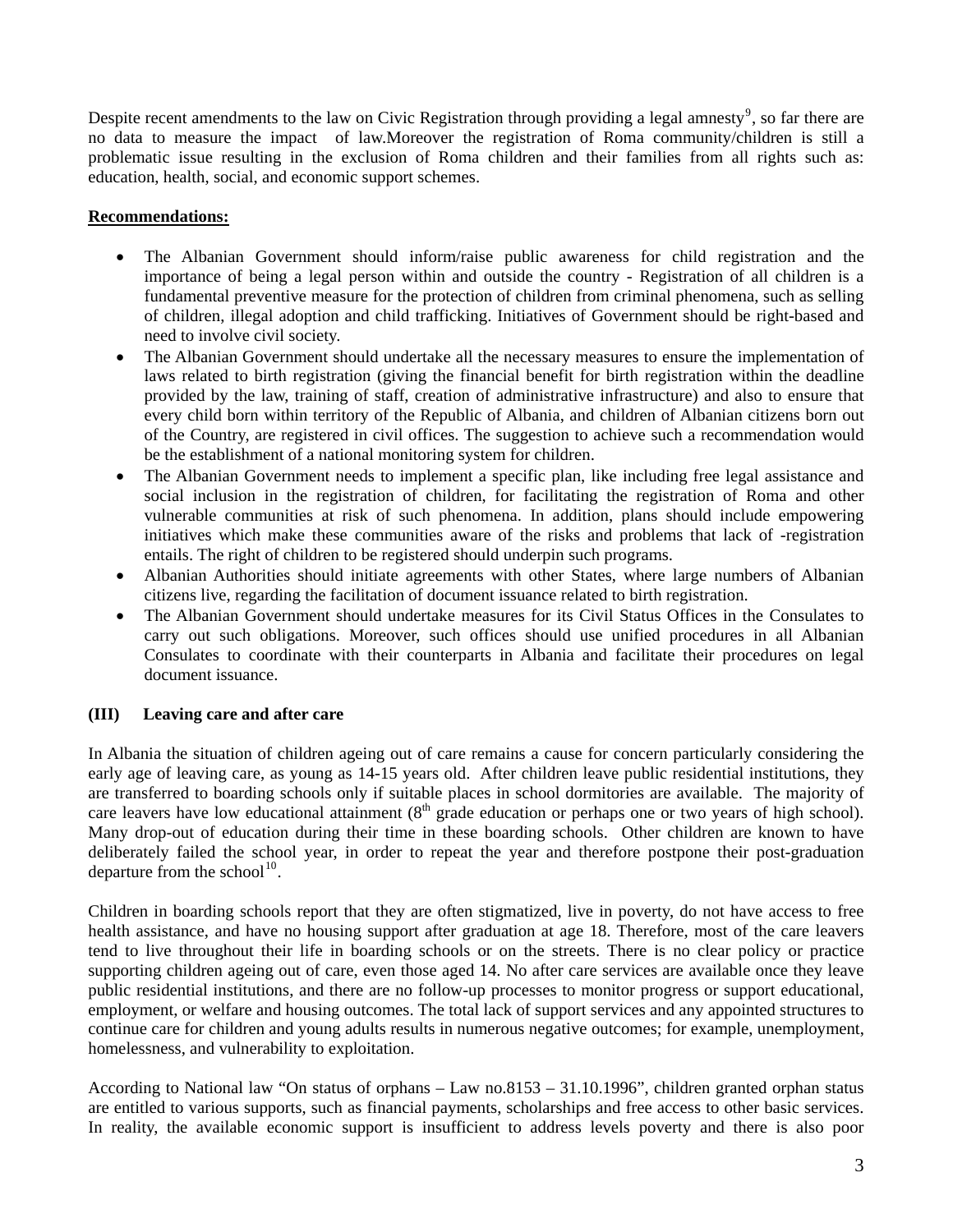Despite recent amendments to the law on Civic Registration through providing a legal amnesty[9], so far there are no data to measure the impact of law.Moreover the registration of Roma community/children is still a problematic issue resulting in the exclusion of Roma children and their families from all rights such as: education, health, social, and economic support schemes.

**Recommendations:**

- The Albanian Government should inform/raise public awareness for child registration and the importance of being a legal person within and outside the country - Registration of all children is a fundamental preventive measure for the protection of children from criminal phenomena, such as selling of children, illegal adoption and child trafficking. Initiatives of Government should be right-based and need to involve civil society.
- The Albanian Government should undertake all the necessary measures to ensure the implementation of laws related to birth registration (giving the financial benefit for birth registration within the deadline provided by the law, training of staff, creation of administrative infrastructure) and also to ensure that every child born within territory of the Republic of Albania, and children of Albanian citizens born out of the Country, are registered in civil offices. The suggestion to achieve such a recommendation would be the establishment of a national monitoring system for children.
- The Albanian Government needs to implement a specific plan, like including free legal assistance and social inclusion in the registration of children, for facilitating the registration of Roma and other vulnerable communities at risk of such phenomena. In addition, plans should include empowering initiatives which make these communities aware of the risks and problems that lack of -registration entails. The right of children to be registered should underpin such programs.
- Albanian Authorities should initiate agreements with other States, where large numbers of Albanian citizens live, regarding the facilitation of document issuance related to birth registration.
- The Albanian Government should undertake measures for its Civil Status Offices in the Consulates to carry out such obligations. Moreover, such offices should use unified procedures in all Albanian Consulates to coordinate with their counterparts in Albania and facilitate their procedures on legal document issuance.

**(III) Leaving care and after care**

In Albania the situation of children ageing out of care remains a cause for concern particularly considering the early age of leaving care, as young as 14-15 years old. After children leave public residential institutions, they are transferred to boarding schools only if suitable places in school dormitories are available. The majority of care leavers have low educational attainment (8th grade education or perhaps one or two years of high school). Many drop-out of education during their time in these boarding schools. Other children are known to have deliberately failed the school year, in order to repeat the year and therefore postpone their post-graduation departure from the school[10].

Children in boarding schools report that they are often stigmatized, live in poverty, do not have access to free health assistance, and have no housing support after graduation at age 18. Therefore, most of the care leavers tend to live throughout their life in boarding schools or on the streets. There is no clear policy or practice supporting children ageing out of care, even those aged 14. No after care services are available once they leave public residential institutions, and there are no follow-up processes to monitor progress or support educational, employment, or welfare and housing outcomes. The total lack of support services and any appointed structures to continue care for children and young adults results in numerous negative outcomes; for example, unemployment, homelessness, and vulnerability to exploitation.

According to National law "On status of orphans – Law no.8153 – 31.10.1996", children granted orphan status are entitled to various supports, such as financial payments, scholarships and free access to other basic services. In reality, the available economic support is insufficient to address levels poverty and there is also poor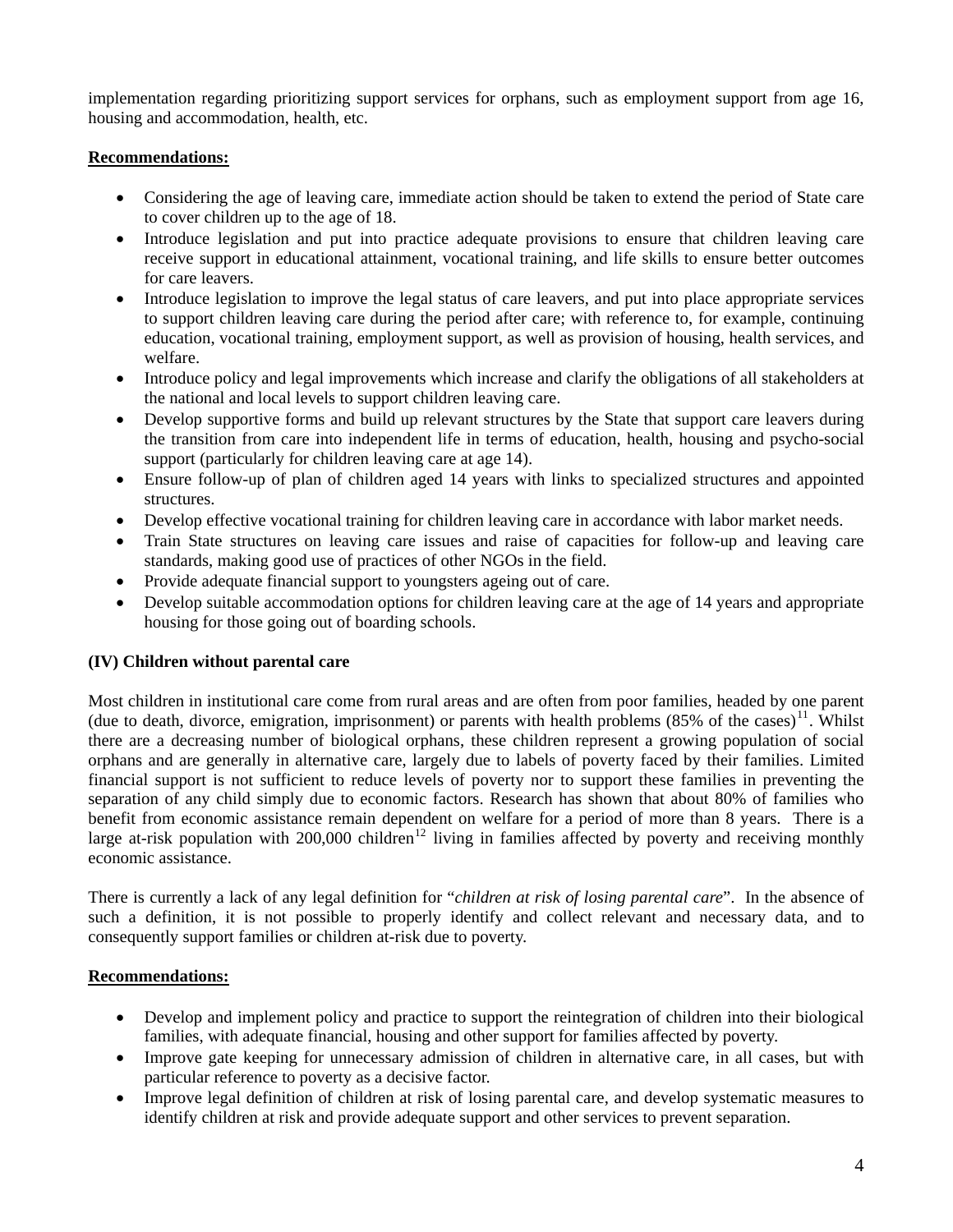implementation regarding prioritizing support services for orphans, such as employment support from age 16, housing and accommodation, health, etc.

**Recommendations:**

- Considering the age of leaving care, immediate action should be taken to extend the period of State care to cover children up to the age of 18.
- Introduce legislation and put into practice adequate provisions to ensure that children leaving care receive support in educational attainment, vocational training, and life skills to ensure better outcomes for care leavers.
- Introduce legislation to improve the legal status of care leavers, and put into place appropriate services to support children leaving care during the period after care; with reference to, for example, continuing education, vocational training, employment support, as well as provision of housing, health services, and welfare.
- Introduce policy and legal improvements which increase and clarify the obligations of all stakeholders at the national and local levels to support children leaving care.
- Develop supportive forms and build up relevant structures by the State that support care leavers during the transition from care into independent life in terms of education, health, housing and psycho-social support (particularly for children leaving care at age 14).
- Ensure follow-up of plan of children aged 14 years with links to specialized structures and appointed structures.
- Develop effective vocational training for children leaving care in accordance with labor market needs.
- Train State structures on leaving care issues and raise of capacities for follow-up and leaving care standards, making good use of practices of other NGOs in the field.
- Provide adequate financial support to youngsters ageing out of care.
- Develop suitable accommodation options for children leaving care at the age of 14 years and appropriate housing for those going out of boarding schools.

**(IV) Children without parental care**

Most children in institutional care come from rural areas and are often from poor families, headed by one parent (due to death, divorce, emigration, imprisonment) or parents with health problems (85% of the cases)[11]. Whilst there are a decreasing number of biological orphans, these children represent a growing population of social orphans and are generally in alternative care, largely due to labels of poverty faced by their families. Limited financial support is not sufficient to reduce levels of poverty nor to support these families in preventing the separation of any child simply due to economic factors. Research has shown that about 80% of families who benefit from economic assistance remain dependent on welfare for a period of more than 8 years. There is a large at-risk population with 200,000 children[12] living in families affected by poverty and receiving monthly economic assistance.

There is currently a lack of any legal definition for "*children at risk of losing parental care*". In the absence of such a definition, it is not possible to properly identify and collect relevant and necessary data, and to consequently support families or children at-risk due to poverty.

**Recommendations:**

- Develop and implement policy and practice to support the reintegration of children into their biological families, with adequate financial, housing and other support for families affected by poverty.
- Improve gate keeping for unnecessary admission of children in alternative care, in all cases, but with particular reference to poverty as a decisive factor.
- Improve legal definition of children at risk of losing parental care, and develop systematic measures to identify children at risk and provide adequate support and other services to prevent separation.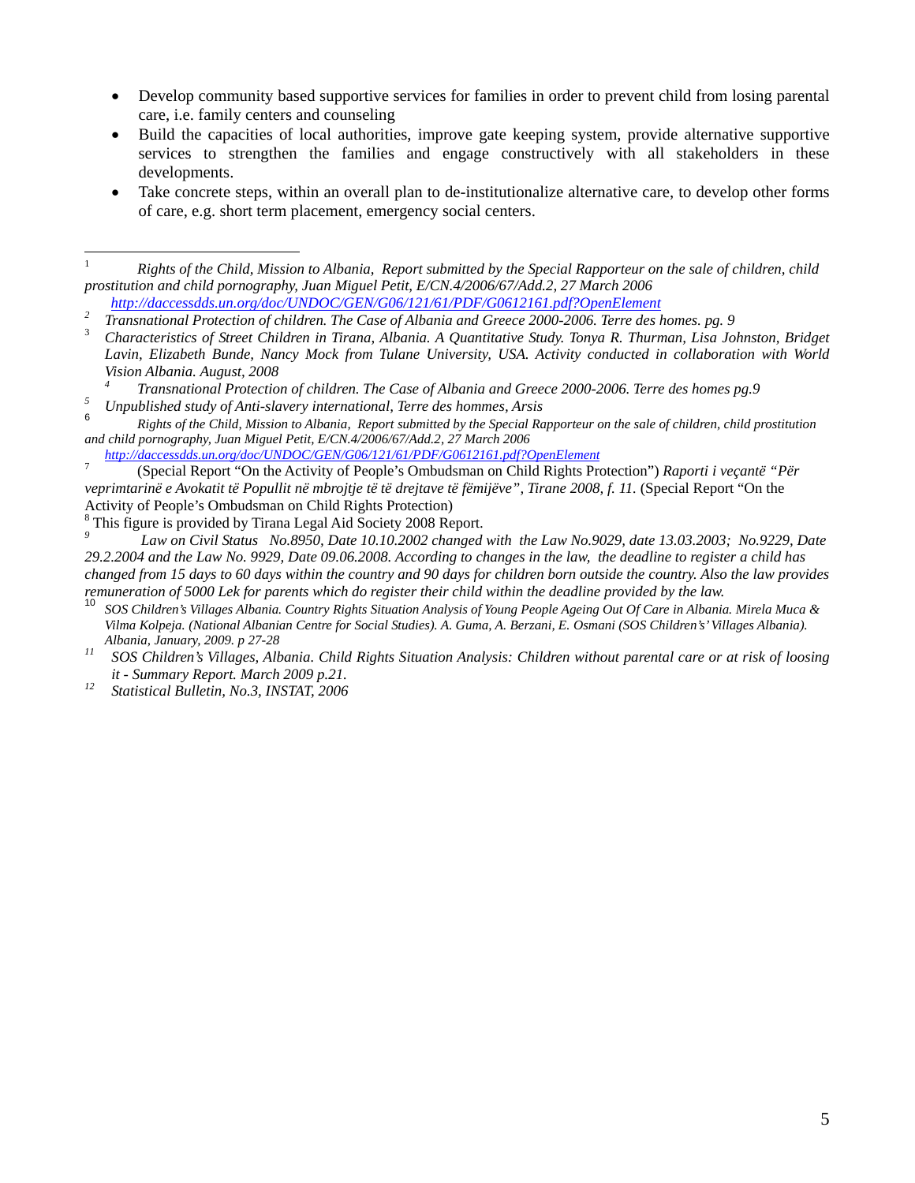- Develop community based supportive services for families in order to prevent child from losing parental care, i.e. family centers and counseling
- Build the capacities of local authorities, improve gate keeping system, provide alternative supportive services to strengthen the families and engage constructively with all stakeholders in these developments.
- Take concrete steps, within an overall plan to de-institutionalize alternative care, to develop other forms of care, e.g. short term placement, emergency social centers.

---

[1] *Rights of the Child, Mission to Albania, Report submitted by the Special Rapporteur on the sale of children, child prostitution and child pornography, Juan Miguel Petit, E/CN.4/2006/67/Add.2, 27 March 2006* *http://daccessdds.un.org/doc/UNDOC/GEN/G06/121/61/PDF/G0612161.pdf?OpenElement*

[2] *Transnational Protection of children. The Case of Albania and Greece 2000-2006. Terre des homes. pg. 9*

[3] *Characteristics of Street Children in Tirana, Albania. A Quantitative Study. Tonya R. Thurman, Lisa Johnston, Bridget Lavin, Elizabeth Bunde, Nancy Mock from Tulane University, USA. Activity conducted in collaboration with World Vision Albania. August, 2008*

[4] *Transnational Protection of children. The Case of Albania and Greece 2000-2006. Terre des homes pg.9*

[5] *Unpublished study of Anti-slavery international, Terre des hommes, Arsis*

[6] *Rights of the Child, Mission to Albania, Report submitted by the Special Rapporteur on the sale of children, child prostitution and child pornography, Juan Miguel Petit, E/CN.4/2006/67/Add.2, 27 March 2006* *http://daccessdds.un.org/doc/UNDOC/GEN/G06/121/61/PDF/G0612161.pdf?OpenElement*

[7] (Special Report "On the Activity of People's Ombudsman on Child Rights Protection") *Raporti i veçantë "Për veprimtarinë e Avokatit të Popullit në mbrojtje të të drejtave të fëmijëve", Tirane 2008, f. 11.* (Special Report "On the Activity of People's Ombudsman on Child Rights Protection)

[8] This figure is provided by Tirana Legal Aid Society 2008 Report.

[9] *Law on Civil Status No.8950, Date 10.10.2002 changed with the Law No.9029, date 13.03.2003; No.9229, Date 29.2.2004 and the Law No. 9929, Date 09.06.2008. According to changes in the law, the deadline to register a child has changed from 15 days to 60 days within the country and 90 days for children born outside the country. Also the law provides remuneration of 5000 Lek for parents which do register their child within the deadline provided by the law.*

[10] *SOS Children's Villages Albania. Country Rights Situation Analysis of Young People Ageing Out Of Care in Albania. Mirela Muca & Vilma Kolpeja. (National Albanian Centre for Social Studies). A. Guma, A. Berzani, E. Osmani (SOS Children's' Villages Albania). Albania, January, 2009. p 27-28*

[11] *SOS Children's Villages, Albania. Child Rights Situation Analysis: Children without parental care or at risk of loosing it - Summary Report. March 2009 p.21.*

[12] *Statistical Bulletin, No.3, INSTAT, 2006*